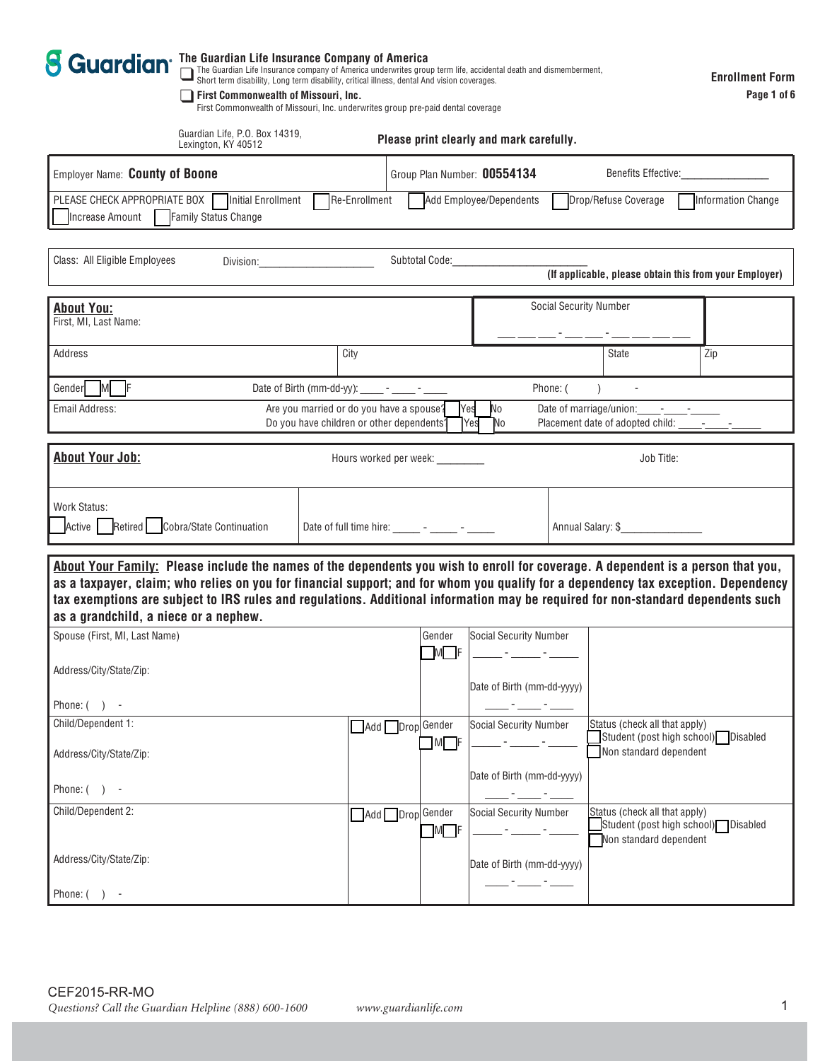**Guardian**

**The Guardian Life Insurance Company of America**

☐ The Guardian Life Insurance company of America underwrites group term life, accidental death and dismemberment, Short term disability, Long term disability, critical illness, dental And vision coverages.

☐ **First Commonwealth of Missouri, Inc.**
First Commonwealth of Missouri, Inc. underwrites group pre-paid dental coverage

**Enrollment Form**

Guardian Life, P.O. Box 14319, Lexington, KY 40512

**Please print clearly and mark carefully.**

| Employer Name: **County of Boone** | Group Plan Number: **00554134** | Benefits Effective:_______________ |
|---|---|---|

PLEASE CHECK APPROPRIATE BOX ☐ Initial Enrollment ☐ Re-Enrollment ☐ Add Employee/Dependents ☐ Drop/Refuse Coverage ☐ Information Change ☐ Increase Amount ☐ Family Status Change

| Class: All Eligible Employees | Division:____________________ | Subtotal Code:________________________ **(If applicable, please obtain this from your Employer)** |
|---|---|---|

## About You:

| First, MI, Last Name: | | Social Security Number ___ ___ ___ - ___ ___ - ___ ___ ___ ___ | |
|---|---|---|---|
| Address | City | State | Zip |
| Gender ☐M ☐F | Date of Birth (mm-dd-yy): ____ - ____ - ____ | Phone: ( ) - | |
| Email Address: | Are you married or do you have a spouse? ☐Yes ☐No<br>Do you have children or other dependents? ☐Yes ☐No | Date of marriage/union:____-____-_____<br>Placement date of adopted child: ____-____-_____ | |

## About Your Job:

| | Hours worked per week: ________ | Job Title: |
|---|---|---|
| Work Status: ☐Active ☐Retired ☐Cobra/State Continuation | Date of full time hire: _____ - _____ - _____ | Annual Salary: $______________ |

## About Your Family:

**Please include the names of the dependents you wish to enroll for coverage. A dependent is a person that you, as a taxpayer, claim; who relies on you for financial support; and for whom you qualify for a dependency tax exception. Dependency tax exemptions are subject to IRS rules and regulations. Additional information may be required for non-standard dependents such as a grandchild, a niece or a nephew.**

| Name / Address / Phone | Add/Drop | Gender | Social Security Number / Date of Birth | Status |
|---|---|---|---|---|
| Spouse (First, MI, Last Name)<br>Address/City/State/Zip:<br>Phone: ( ) - | | ☐M ☐F | _____ - _____ - _____<br>Date of Birth (mm-dd-yyyy)<br>____ - ____ - ____ | |
| Child/Dependent 1:<br>Address/City/State/Zip:<br>Phone: ( ) - | ☐Add ☐Drop | ☐M ☐F | _____ - _____ - _____<br>Date of Birth (mm-dd-yyyy)<br>____ - ____ - ____ | Status (check all that apply)<br>☐Student (post high school) ☐Disabled<br>☐Non standard dependent |
| Child/Dependent 2:<br>Address/City/State/Zip:<br>Phone: ( ) - | ☐Add ☐Drop | ☐M ☐F | _____ - _____ - _____<br>Date of Birth (mm-dd-yyyy)<br>____ - ____ - ____ | Status (check all that apply)<br>☐Student (post high school) ☐Disabled<br>☐Non standard dependent |

CEF2015-RR-MO

*Questions? Call the Guardian Helpline (888) 600-1600* *www.guardianlife.com*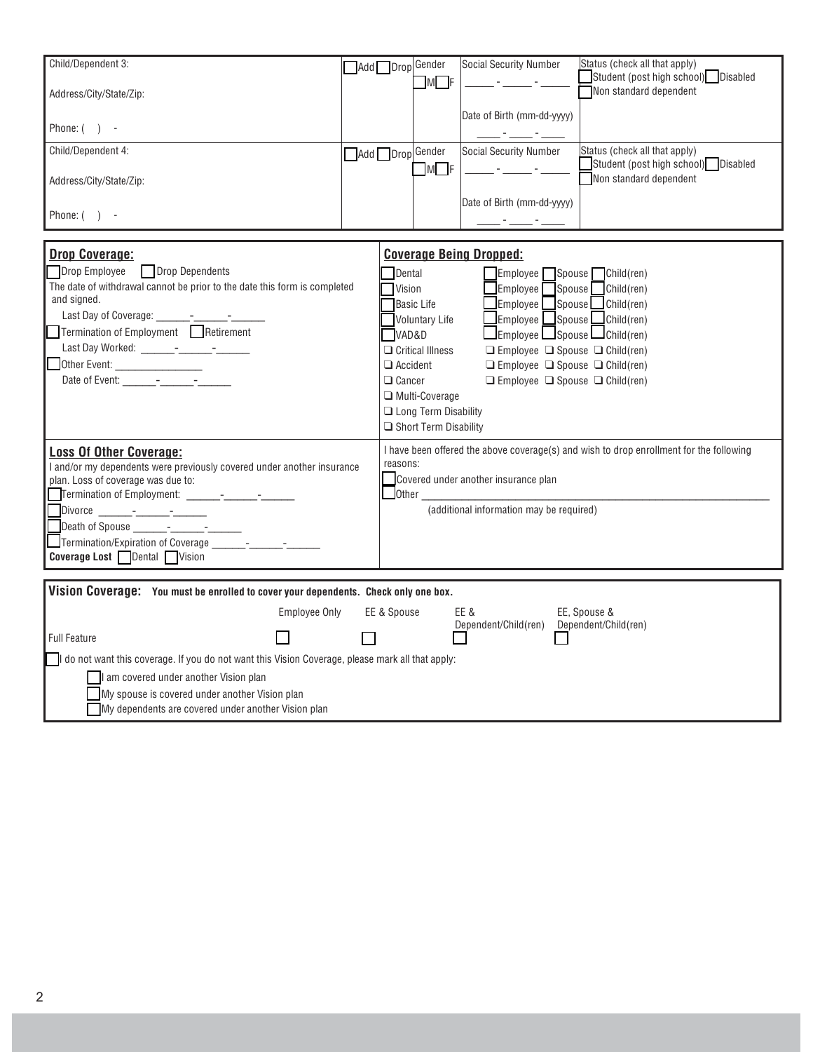| Child/Dependent 3: | ☐ Add ☐ Drop | Gender | Social Security Number | Status (check all that apply) |
|---|---|---|---|---|
| Address/City/State/Zip: | | ☐ M ☐ F | _____ - _____ - _____ | ☐ Student (post high school) ☐ Disabled<br>☐ Non standard dependent |
| Phone: (   )   - | | | Date of Birth (mm-dd-yyyy)<br>____ - ____ - ____ | |

| Child/Dependent 4: | ☐ Add ☐ Drop | Gender | Social Security Number | Status (check all that apply) |
|---|---|---|---|---|
| Address/City/State/Zip: | | ☐ M ☐ F | _____ - _____ - _____ | ☐ Student (post high school) ☐ Disabled<br>☐ Non standard dependent |
| Phone: (   )   - | | | Date of Birth (mm-dd-yyyy)<br>____ - ____ - ____ | |

**Drop Coverage:**

☐ Drop Employee ☐ Drop Dependents

The date of withdrawal cannot be prior to the date this form is completed and signed.

Last Day of Coverage: ______-______-______

☐ Termination of Employment ☐ Retirement

Last Day Worked: ______-______-______

☐ Other Event: ________________

Date of Event: ______-______-______

**Coverage Being Dropped:**

- ☐ Dental ☐ Employee ☐ Spouse ☐ Child(ren)
- ☐ Vision ☐ Employee ☐ Spouse ☐ Child(ren)
- ☐ Basic Life ☐ Employee ☐ Spouse ☐ Child(ren)
- ☐ Voluntary Life ☐ Employee ☐ Spouse ☐ Child(ren)
- ☐ VAD&D ☐ Employee ☐ Spouse ☐ Child(ren)
- ☐ Critical Illness ☐ Employee ☐ Spouse ☐ Child(ren)
- ☐ Accident ☐ Employee ☐ Spouse ☐ Child(ren)
- ☐ Cancer ☐ Employee ☐ Spouse ☐ Child(ren)
- ☐ Multi-Coverage
- ☐ Long Term Disability
- ☐ Short Term Disability

**Loss Of Other Coverage:**

I and/or my dependents were previously covered under another insurance plan. Loss of coverage was due to:

☐ Termination of Employment: ______-______-______

☐ Divorce ______-______-______

☐ Death of Spouse ______-______-______

☐ Termination/Expiration of Coverage ______-______-______

**Coverage Lost** ☐ Dental ☐ Vision

I have been offered the above coverage(s) and wish to drop enrollment for the following reasons:

☐ Covered under another insurance plan

☐ Other ________________________________________________

(additional information may be required)

**Vision Coverage:** **You must be enrolled to cover your dependents. Check only one box.**

| | Employee Only | EE & Spouse | EE & Dependent/Child(ren) | EE, Spouse & Dependent/Child(ren) |
|---|---|---|---|---|
| Full Feature | ☐ | ☐ | ☐ | ☐ |

☐ I do not want this coverage. If you do not want this Vision Coverage, please mark all that apply:

- ☐ I am covered under another Vision plan
- ☐ My spouse is covered under another Vision plan
- ☐ My dependents are covered under another Vision plan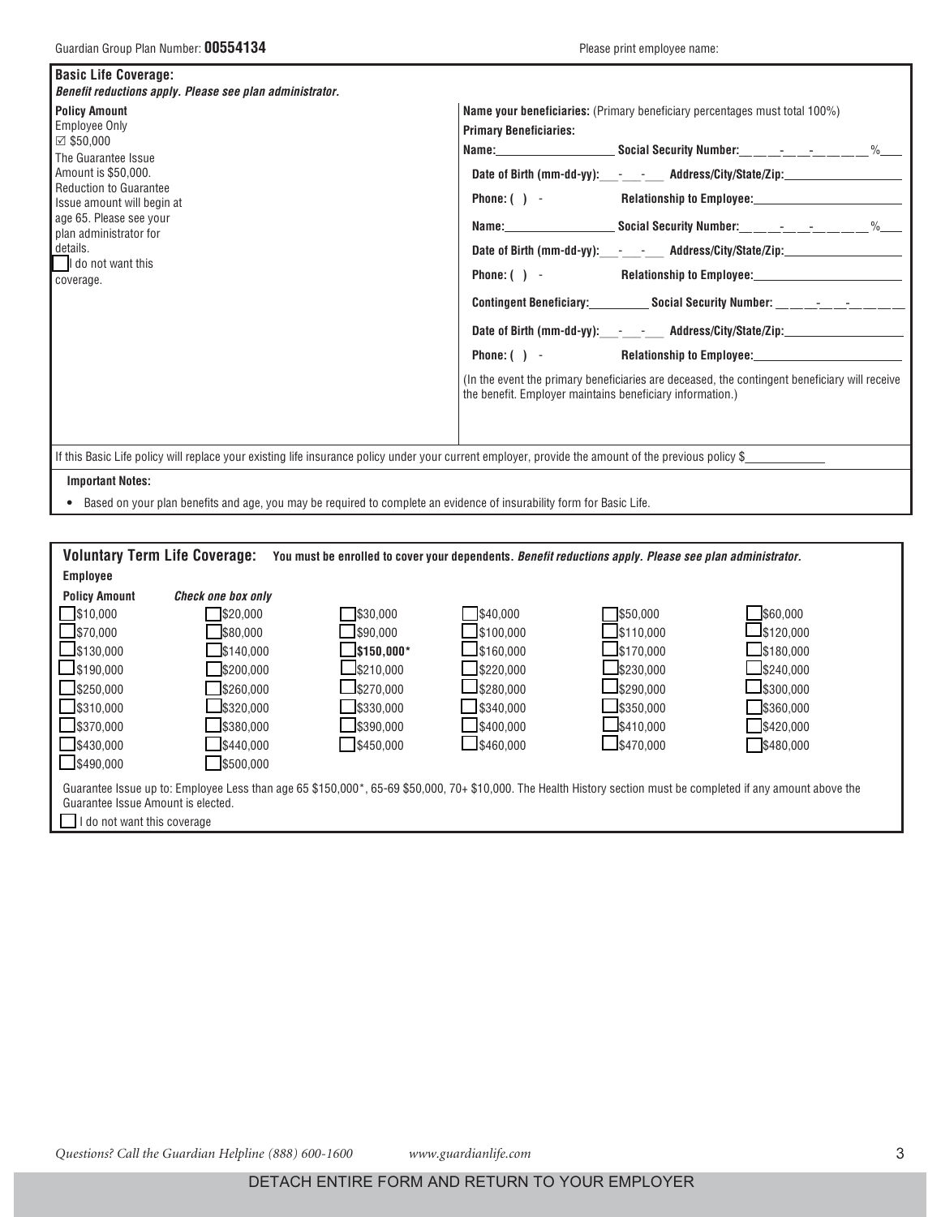Guardian Group Plan Number: **00554134**

Please print employee name:

## Basic Life Coverage:

***Benefit reductions apply. Please see plan administrator.***

**Policy Amount**

Employee Only

☑ $50,000

The Guarantee Issue Amount is $50,000. Reduction to Guarantee Issue amount will begin at age 65. Please see your plan administrator for details.

☐ I do not want this coverage.

**Name your beneficiaries:** (Primary beneficiary percentages must total 100%)

**Primary Beneficiaries:**

**Name:**\_\_\_\_\_\_\_\_\_\_\_\_\_\_\_\_\_\_ **Social Security Number:**\_\_\_\_-\_\_-\_\_\_\_ %\_\_\_

**Date of Birth (mm-dd-yy):**\_\_\_-\_\_\_-\_\_\_ **Address/City/State/Zip:**\_\_\_\_\_\_\_\_\_\_\_\_\_\_\_\_\_\_

**Phone: ( ) -** **Relationship to Employee:**\_\_\_\_\_\_\_\_\_\_\_\_\_\_\_\_\_\_\_\_\_\_

**Name:**\_\_\_\_\_\_\_\_\_\_\_\_\_\_\_\_\_\_ **Social Security Number:**\_\_\_\_-\_\_-\_\_\_\_ %\_\_\_

**Date of Birth (mm-dd-yy):**\_\_\_-\_\_\_-\_\_\_ **Address/City/State/Zip:**\_\_\_\_\_\_\_\_\_\_\_\_\_\_\_\_\_\_

**Phone: ( ) -** **Relationship to Employee:**\_\_\_\_\_\_\_\_\_\_\_\_\_\_\_\_\_\_\_\_\_\_

**Contingent Beneficiary:**\_\_\_\_\_\_\_\_\_\_ **Social Security Number:** \_\_\_\_-\_\_-\_\_\_\_

**Date of Birth (mm-dd-yy):**\_\_\_-\_\_\_-\_\_\_ **Address/City/State/Zip:**\_\_\_\_\_\_\_\_\_\_\_\_\_\_\_\_\_\_

**Phone: ( ) -** **Relationship to Employee:**\_\_\_\_\_\_\_\_\_\_\_\_\_\_\_\_\_\_\_\_\_\_

(In the event the primary beneficiaries are deceased, the contingent beneficiary will receive the benefit. Employer maintains beneficiary information.)

If this Basic Life policy will replace your existing life insurance policy under your current employer, provide the amount of the previous policy $\_\_\_\_\_\_\_\_\_\_\_\_

**Important Notes:**

- Based on your plan benefits and age, you may be required to complete an evidence of insurability form for Basic Life.

## Voluntary Term Life Coverage:

**You must be enrolled to cover your dependents. *Benefit reductions apply. Please see plan administrator.***

**Employee**

**Policy Amount** ***Check one box only***

| | | | | | |
|---|---|---|---|---|---|
| ☐ $10,000 | ☐ $20,000 | ☐ $30,000 | ☐ $40,000 | ☐ $50,000 | ☐ $60,000 |
| ☐ $70,000 | ☐ $80,000 | ☐ $90,000 | ☐ $100,000 | ☐ $110,000 | ☐ $120,000 |
| ☐ $130,000 | ☐ $140,000 | ☐ **$150,000*** | ☐ $160,000 | ☐ $170,000 | ☐ $180,000 |
| ☐ $190,000 | ☐ $200,000 | ☐ $210,000 | ☐ $220,000 | ☐ $230,000 | ☐ $240,000 |
| ☐ $250,000 | ☐ $260,000 | ☐ $270,000 | ☐ $280,000 | ☐ $290,000 | ☐ $300,000 |
| ☐ $310,000 | ☐ $320,000 | ☐ $330,000 | ☐ $340,000 | ☐ $350,000 | ☐ $360,000 |
| ☐ $370,000 | ☐ $380,000 | ☐ $390,000 | ☐ $400,000 | ☐ $410,000 | ☐ $420,000 |
| ☐ $430,000 | ☐ $440,000 | ☐ $450,000 | ☐ $460,000 | ☐ $470,000 | ☐ $480,000 |
| ☐ $490,000 | ☐ $500,000 | | | | |

Guarantee Issue up to: Employee Less than age 65 $150,000*, 65-69 $50,000, 70+ $10,000. The Health History section must be completed if any amount above the Guarantee Issue Amount is elected.

☐ I do not want this coverage

*Questions? Call the Guardian Helpline (888) 600-1600* *www.guardianlife.com*

DETACH ENTIRE FORM AND RETURN TO YOUR EMPLOYER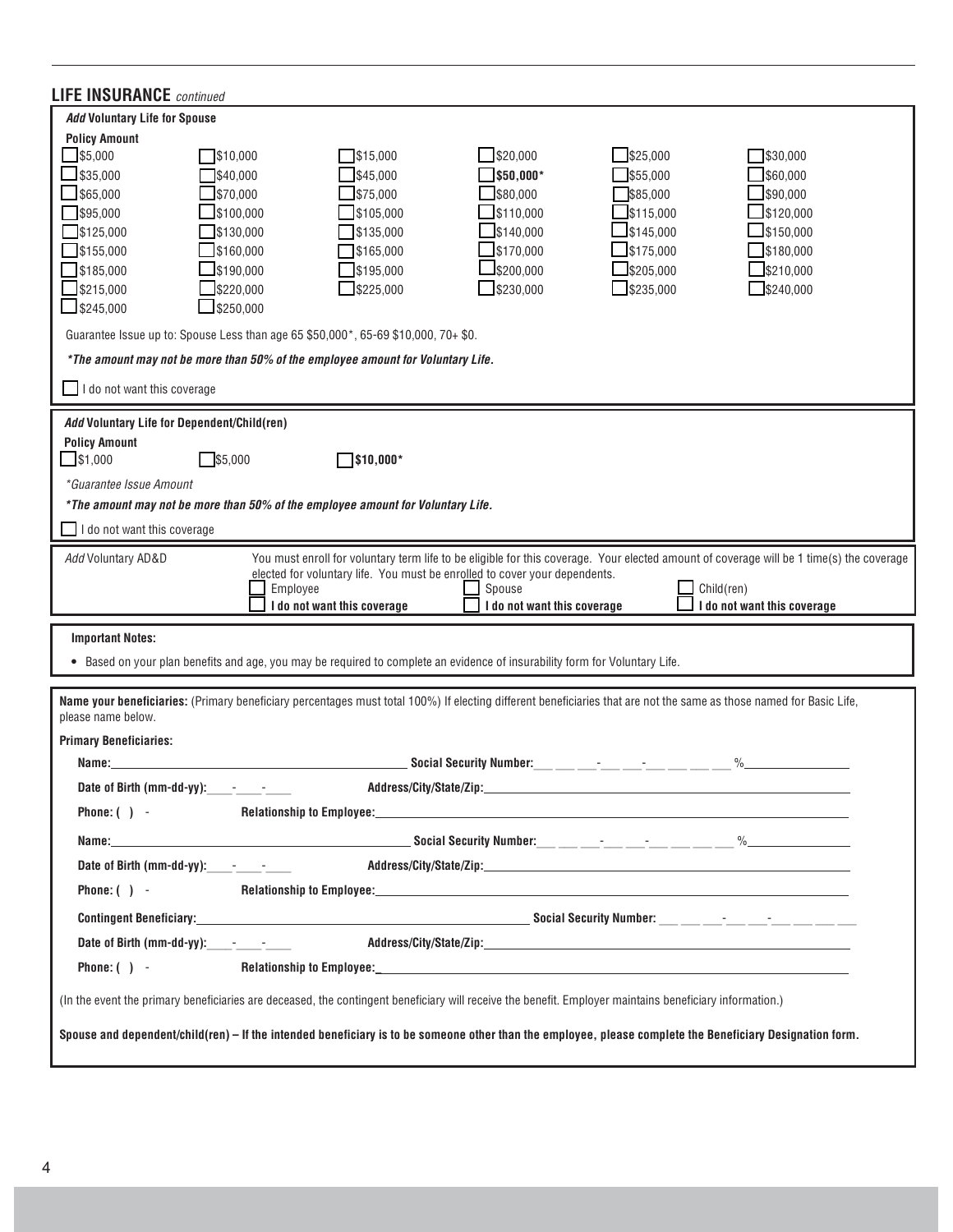## LIFE INSURANCE *continued*

***Add* Voluntary Life for Spouse**

**Policy Amount**

| | | | | | |
|---|---|---|---|---|---|
| ☐ $5,000 | ☐ $10,000 | ☐ $15,000 | ☐ $20,000 | ☐ $25,000 | ☐ $30,000 |
| ☐ $35,000 | ☐ $40,000 | ☐ $45,000 | ☐ **$50,000*** | ☐ $55,000 | ☐ $60,000 |
| ☐ $65,000 | ☐ $70,000 | ☐ $75,000 | ☐ $80,000 | ☐ $85,000 | ☐ $90,000 |
| ☐ $95,000 | ☐ $100,000 | ☐ $105,000 | ☐ $110,000 | ☐ $115,000 | ☐ $120,000 |
| ☐ $125,000 | ☐ $130,000 | ☐ $135,000 | ☐ $140,000 | ☐ $145,000 | ☐ $150,000 |
| ☐ $155,000 | ☐ $160,000 | ☐ $165,000 | ☐ $170,000 | ☐ $175,000 | ☐ $180,000 |
| ☐ $185,000 | ☐ $190,000 | ☐ $195,000 | ☐ $200,000 | ☐ $205,000 | ☐ $210,000 |
| ☐ $215,000 | ☐ $220,000 | ☐ $225,000 | ☐ $230,000 | ☐ $235,000 | ☐ $240,000 |
| ☐ $245,000 | ☐ $250,000 | | | | |

Guarantee Issue up to: Spouse Less than age 65 $50,000*, 65-69 $10,000, 70+ $0.

***The amount may not be more than 50% of the employee amount for Voluntary Life.**

☐ I do not want this coverage

***Add* Voluntary Life for Dependent/Child(ren)**

**Policy Amount**

☐ $1,000 ☐ $5,000 ☐ **$10,000***

**Guarantee Issue Amount*

***The amount may not be more than 50% of the employee amount for Voluntary Life.**

☐ I do not want this coverage

*Add* Voluntary AD&D

You must enroll for voluntary term life to be eligible for this coverage. Your elected amount of coverage will be 1 time(s) the coverage elected for voluntary life. You must be enrolled to cover your dependents.

| | | |
|---|---|---|
| ☐ Employee | ☐ Spouse | ☐ Child(ren) |
| ☐ **I do not want this coverage** | ☐ **I do not want this coverage** | ☐ **I do not want this coverage** |

**Important Notes:**

- Based on your plan benefits and age, you may be required to complete an evidence of insurability form for Voluntary Life.

**Name your beneficiaries:** (Primary beneficiary percentages must total 100%) If electing different beneficiaries that are not the same as those named for Basic Life, please name below.

**Primary Beneficiaries:**

**Name:** ______________________ **Social Security Number:** ___-__-____ %______

**Date of Birth (mm-dd-yy):** ___-___-___ **Address/City/State/Zip:** ______________________

**Phone: ( ) -** **Relationship to Employee:** ______________________

**Name:** ______________________ **Social Security Number:** ___-__-____ %______

**Date of Birth (mm-dd-yy):** ___-___-___ **Address/City/State/Zip:** ______________________

**Phone: ( ) -** **Relationship to Employee:** ______________________

**Contingent Beneficiary:** ______________________ **Social Security Number:** ___-__-____

**Date of Birth (mm-dd-yy):** ___-___-___ **Address/City/State/Zip:** ______________________

**Phone: ( ) -** **Relationship to Employee:** ______________________

(In the event the primary beneficiaries are deceased, the contingent beneficiary will receive the benefit. Employer maintains beneficiary information.)

**Spouse and dependent/child(ren) – If the intended beneficiary is to be someone other than the employee, please complete the Beneficiary Designation form.**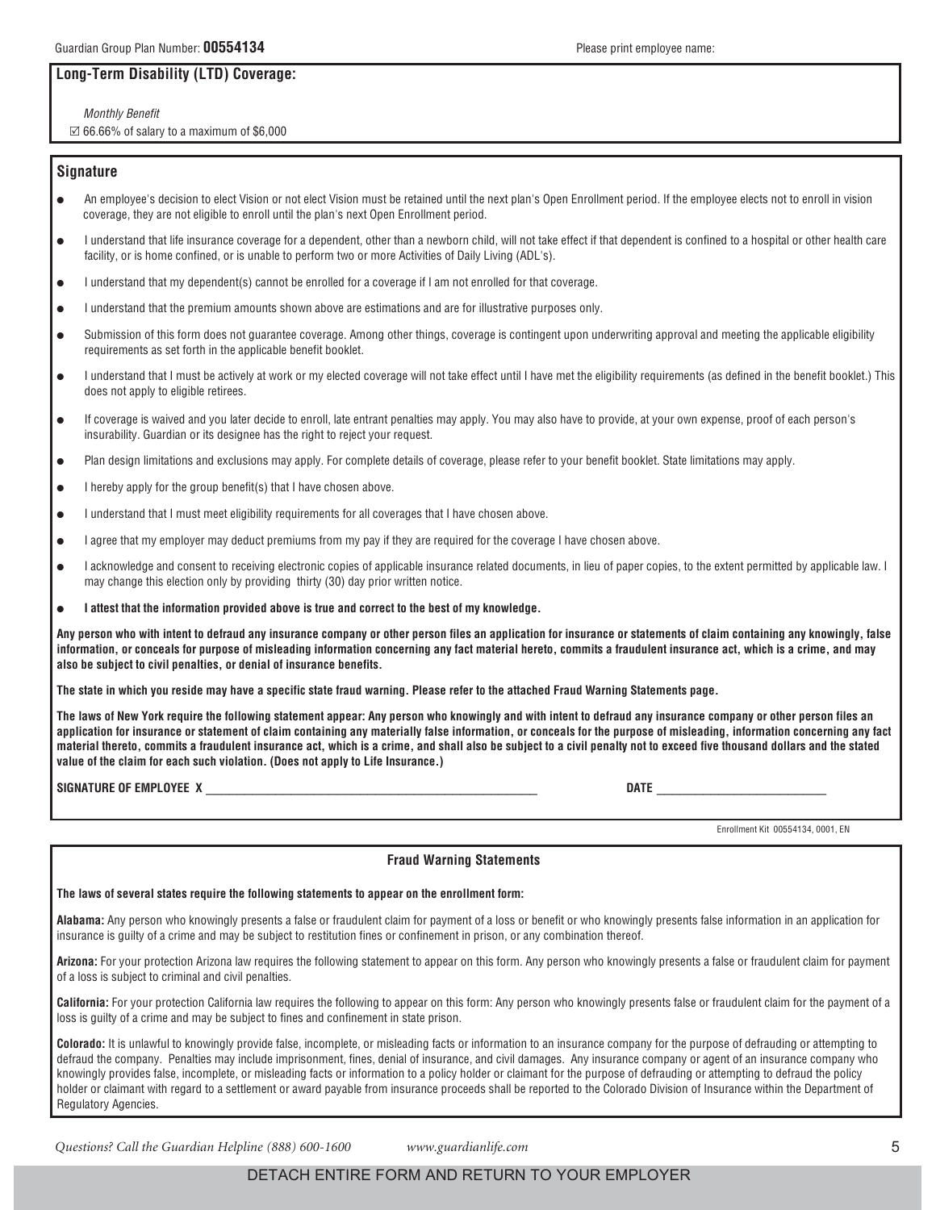Guardian Group Plan Number: **00554134**

Please print employee name:

## Long-Term Disability (LTD) Coverage:

*Monthly Benefit*

☑ 66.66% of salary to a maximum of $6,000

## Signature

- An employee's decision to elect Vision or not elect Vision must be retained until the next plan's Open Enrollment period. If the employee elects not to enroll in vision coverage, they are not eligible to enroll until the plan's next Open Enrollment period.
- I understand that life insurance coverage for a dependent, other than a newborn child, will not take effect if that dependent is confined to a hospital or other health care facility, or is home confined, or is unable to perform two or more Activities of Daily Living (ADL's).
- I understand that my dependent(s) cannot be enrolled for a coverage if I am not enrolled for that coverage.
- I understand that the premium amounts shown above are estimations and are for illustrative purposes only.
- Submission of this form does not guarantee coverage. Among other things, coverage is contingent upon underwriting approval and meeting the applicable eligibility requirements as set forth in the applicable benefit booklet.
- I understand that I must be actively at work or my elected coverage will not take effect until I have met the eligibility requirements (as defined in the benefit booklet.) This does not apply to eligible retirees.
- If coverage is waived and you later decide to enroll, late entrant penalties may apply. You may also have to provide, at your own expense, proof of each person's insurability. Guardian or its designee has the right to reject your request.
- Plan design limitations and exclusions may apply. For complete details of coverage, please refer to your benefit booklet. State limitations may apply.
- I hereby apply for the group benefit(s) that I have chosen above.
- I understand that I must meet eligibility requirements for all coverages that I have chosen above.
- I agree that my employer may deduct premiums from my pay if they are required for the coverage I have chosen above.
- I acknowledge and consent to receiving electronic copies of applicable insurance related documents, in lieu of paper copies, to the extent permitted by applicable law. I may change this election only by providing thirty (30) day prior written notice.
- **I attest that the information provided above is true and correct to the best of my knowledge.**

**Any person who with intent to defraud any insurance company or other person files an application for insurance or statements of claim containing any knowingly, false information, or conceals for purpose of misleading information concerning any fact material hereto, commits a fraudulent insurance act, which is a crime, and may also be subject to civil penalties, or denial of insurance benefits.**

**The state in which you reside may have a specific state fraud warning. Please refer to the attached Fraud Warning Statements page.**

**The laws of New York require the following statement appear: Any person who knowingly and with intent to defraud any insurance company or other person files an application for insurance or statement of claim containing any materially false information, or conceals for the purpose of misleading, information concerning any fact material thereto, commits a fraudulent insurance act, which is a crime, and shall also be subject to a civil penalty not to exceed five thousand dollars and the stated value of the claim for each such violation. (Does not apply to Life Insurance.)**

**SIGNATURE OF EMPLOYEE X** ______________________________ **DATE** ____________________

Enrollment Kit 00554134, 0001, EN

## Fraud Warning Statements

**The laws of several states require the following statements to appear on the enrollment form:**

**Alabama:** Any person who knowingly presents a false or fraudulent claim for payment of a loss or benefit or who knowingly presents false information in an application for insurance is guilty of a crime and may be subject to restitution fines or confinement in prison, or any combination thereof.

**Arizona:** For your protection Arizona law requires the following statement to appear on this form. Any person who knowingly presents a false or fraudulent claim for payment of a loss is subject to criminal and civil penalties.

**California:** For your protection California law requires the following to appear on this form: Any person who knowingly presents false or fraudulent claim for the payment of a loss is guilty of a crime and may be subject to fines and confinement in state prison.

**Colorado:** It is unlawful to knowingly provide false, incomplete, or misleading facts or information to an insurance company for the purpose of defrauding or attempting to defraud the company. Penalties may include imprisonment, fines, denial of insurance, and civil damages. Any insurance company or agent of an insurance company who knowingly provides false, incomplete, or misleading facts or information to a policy holder or claimant for the purpose of defrauding or attempting to defraud the policy holder or claimant with regard to a settlement or award payable from insurance proceeds shall be reported to the Colorado Division of Insurance within the Department of Regulatory Agencies.

*Questions? Call the Guardian Helpline (888) 600-1600* *www.guardianlife.com*

DETACH ENTIRE FORM AND RETURN TO YOUR EMPLOYER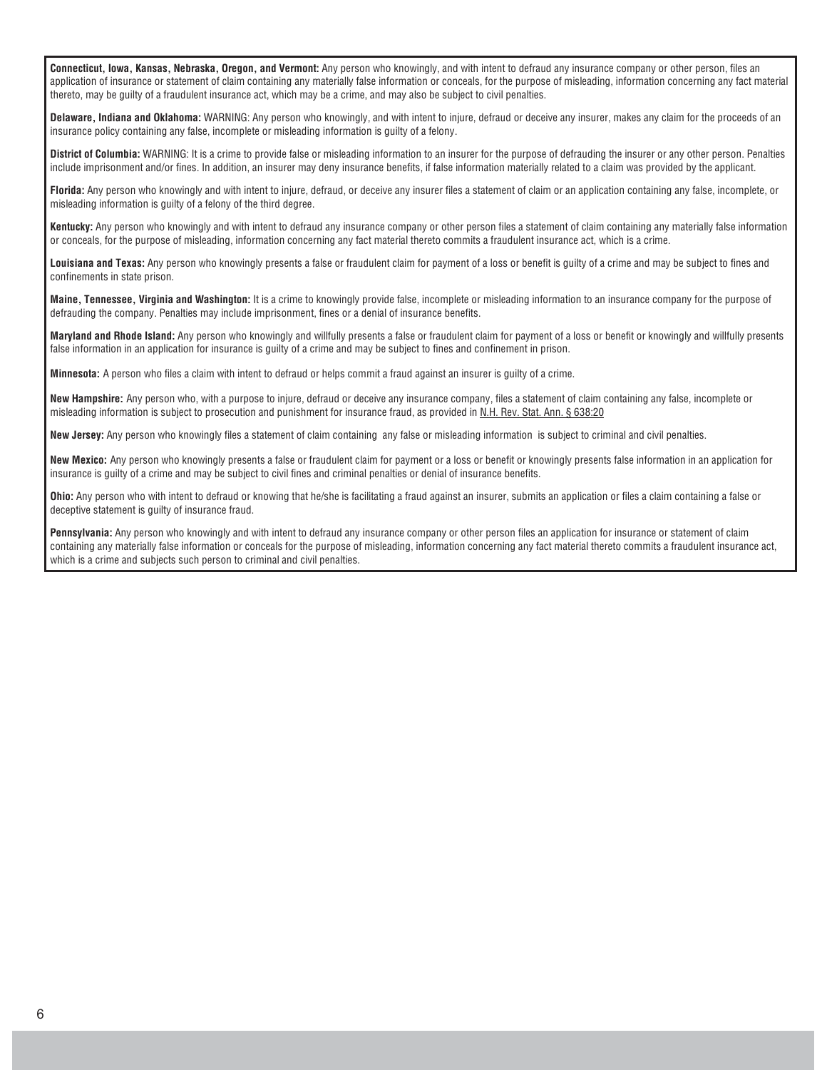**Connecticut, Iowa, Kansas, Nebraska, Oregon, and Vermont:** Any person who knowingly, and with intent to defraud any insurance company or other person, files an application of insurance or statement of claim containing any materially false information or conceals, for the purpose of misleading, information concerning any fact material thereto, may be guilty of a fraudulent insurance act, which may be a crime, and may also be subject to civil penalties.

**Delaware, Indiana and Oklahoma:** WARNING: Any person who knowingly, and with intent to injure, defraud or deceive any insurer, makes any claim for the proceeds of an insurance policy containing any false, incomplete or misleading information is guilty of a felony.

**District of Columbia:** WARNING: It is a crime to provide false or misleading information to an insurer for the purpose of defrauding the insurer or any other person. Penalties include imprisonment and/or fines. In addition, an insurer may deny insurance benefits, if false information materially related to a claim was provided by the applicant.

**Florida:** Any person who knowingly and with intent to injure, defraud, or deceive any insurer files a statement of claim or an application containing any false, incomplete, or misleading information is guilty of a felony of the third degree.

**Kentucky:** Any person who knowingly and with intent to defraud any insurance company or other person files a statement of claim containing any materially false information or conceals, for the purpose of misleading, information concerning any fact material thereto commits a fraudulent insurance act, which is a crime.

**Louisiana and Texas:** Any person who knowingly presents a false or fraudulent claim for payment of a loss or benefit is guilty of a crime and may be subject to fines and confinements in state prison.

**Maine, Tennessee, Virginia and Washington:** It is a crime to knowingly provide false, incomplete or misleading information to an insurance company for the purpose of defrauding the company. Penalties may include imprisonment, fines or a denial of insurance benefits.

**Maryland and Rhode Island:** Any person who knowingly and willfully presents a false or fraudulent claim for payment of a loss or benefit or knowingly and willfully presents false information in an application for insurance is guilty of a crime and may be subject to fines and confinement in prison.

**Minnesota:** A person who files a claim with intent to defraud or helps commit a fraud against an insurer is guilty of a crime.

**New Hampshire:** Any person who, with a purpose to injure, defraud or deceive any insurance company, files a statement of claim containing any false, incomplete or misleading information is subject to prosecution and punishment for insurance fraud, as provided in N.H. Rev. Stat. Ann. § 638:20

**New Jersey:** Any person who knowingly files a statement of claim containing any false or misleading information is subject to criminal and civil penalties.

**New Mexico:** Any person who knowingly presents a false or fraudulent claim for payment or a loss or benefit or knowingly presents false information in an application for insurance is guilty of a crime and may be subject to civil fines and criminal penalties or denial of insurance benefits.

**Ohio:** Any person who with intent to defraud or knowing that he/she is facilitating a fraud against an insurer, submits an application or files a claim containing a false or deceptive statement is guilty of insurance fraud.

**Pennsylvania:** Any person who knowingly and with intent to defraud any insurance company or other person files an application for insurance or statement of claim containing any materially false information or conceals for the purpose of misleading, information concerning any fact material thereto commits a fraudulent insurance act, which is a crime and subjects such person to criminal and civil penalties.